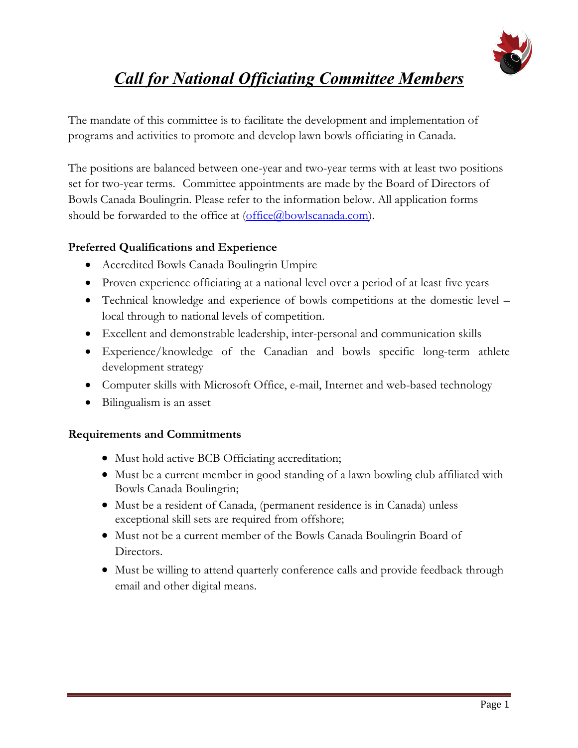# ***Call for National Officiating Committee Members***

The mandate of this committee is to facilitate the development and implementation of programs and activities to promote and develop lawn bowls officiating in Canada.

The positions are balanced between one-year and two-year terms with at least two positions set for two-year terms. Committee appointments are made by the Board of Directors of Bowls Canada Boulingrin. Please refer to the information below. All application forms should be forwarded to the office at (office@bowlscanada.com).

**Preferred Qualifications and Experience**

- Accredited Bowls Canada Boulingrin Umpire
- Proven experience officiating at a national level over a period of at least five years
- Technical knowledge and experience of bowls competitions at the domestic level – local through to national levels of competition.
- Excellent and demonstrable leadership, inter-personal and communication skills
- Experience/knowledge of the Canadian and bowls specific long-term athlete development strategy
- Computer skills with Microsoft Office, e-mail, Internet and web-based technology
- Bilingualism is an asset

**Requirements and Commitments**

- Must hold active BCB Officiating accreditation;
- Must be a current member in good standing of a lawn bowling club affiliated with Bowls Canada Boulingrin;
- Must be a resident of Canada, (permanent residence is in Canada) unless exceptional skill sets are required from offshore;
- Must not be a current member of the Bowls Canada Boulingrin Board of Directors.
- Must be willing to attend quarterly conference calls and provide feedback through email and other digital means.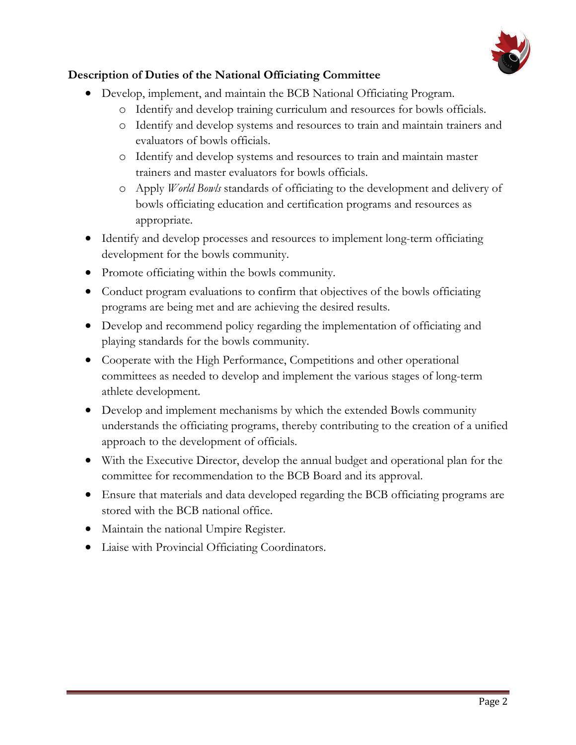**Description of Duties of the National Officiating Committee**

- Develop, implement, and maintain the BCB National Officiating Program.
  - Identify and develop training curriculum and resources for bowls officials.
  - Identify and develop systems and resources to train and maintain trainers and evaluators of bowls officials.
  - Identify and develop systems and resources to train and maintain master trainers and master evaluators for bowls officials.
  - Apply *World Bowls* standards of officiating to the development and delivery of bowls officiating education and certification programs and resources as appropriate.
- Identify and develop processes and resources to implement long-term officiating development for the bowls community.
- Promote officiating within the bowls community.
- Conduct program evaluations to confirm that objectives of the bowls officiating programs are being met and are achieving the desired results.
- Develop and recommend policy regarding the implementation of officiating and playing standards for the bowls community.
- Cooperate with the High Performance, Competitions and other operational committees as needed to develop and implement the various stages of long-term athlete development.
- Develop and implement mechanisms by which the extended Bowls community understands the officiating programs, thereby contributing to the creation of a unified approach to the development of officials.
- With the Executive Director, develop the annual budget and operational plan for the committee for recommendation to the BCB Board and its approval.
- Ensure that materials and data developed regarding the BCB officiating programs are stored with the BCB national office.
- Maintain the national Umpire Register.
- Liaise with Provincial Officiating Coordinators.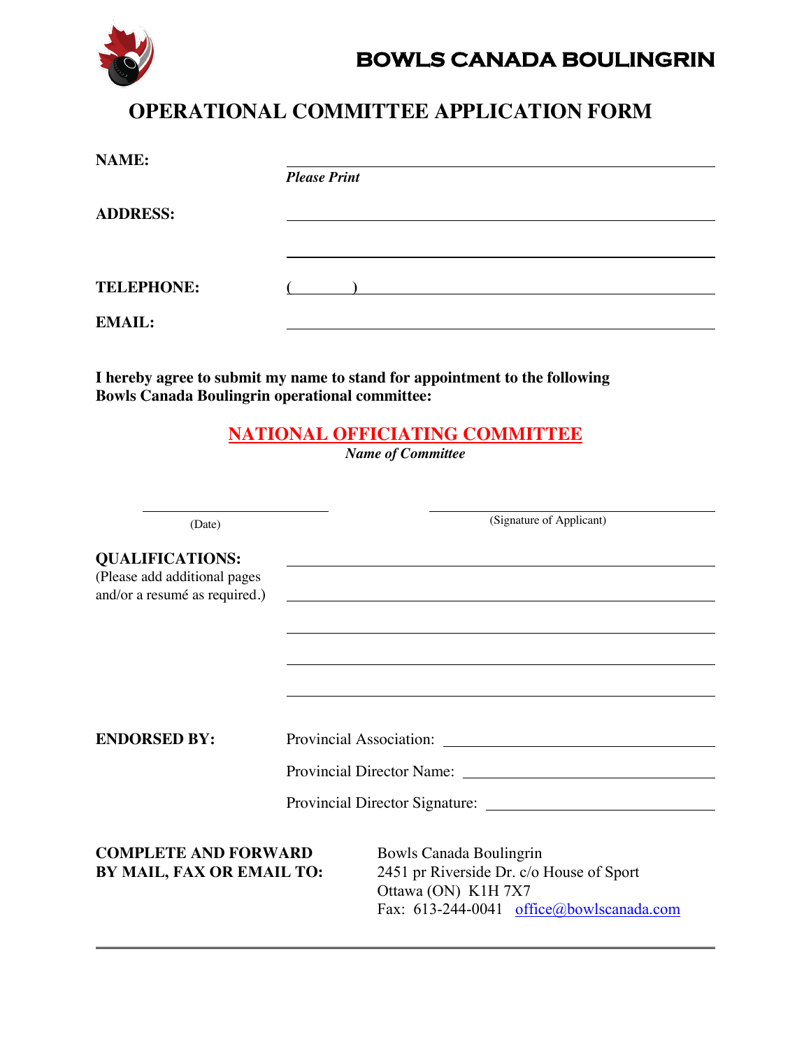**BOWLS CANADA BOULINGRIN**

# OPERATIONAL COMMITTEE APPLICATION FORM

**NAME:** ____________________________________
*Please Print*

**ADDRESS:** ____________________________________

____________________________________

**TELEPHONE:** (        ) ____________________________________

**EMAIL:** ____________________________________

**I hereby agree to submit my name to stand for appointment to the following Bowls Canada Boulingrin operational committee:**

**NATIONAL OFFICIATING COMMITTEE**
*Name of Committee*

____________________ (Date)

____________________ (Signature of Applicant)

**QUALIFICATIONS:**
(Please add additional pages and/or a resumé as required.)

____________________________________

____________________________________

____________________________________

____________________________________

____________________________________

**ENDORSED BY:**

Provincial Association: ____________________

Provincial Director Name: ____________________

Provincial Director Signature: ____________________

**COMPLETE AND FORWARD BY MAIL, FAX OR EMAIL TO:**

Bowls Canada Boulingrin
2451 pr Riverside Dr. c/o House of Sport
Ottawa (ON) K1H 7X7
Fax: 613-244-0041 office@bowlscanada.com